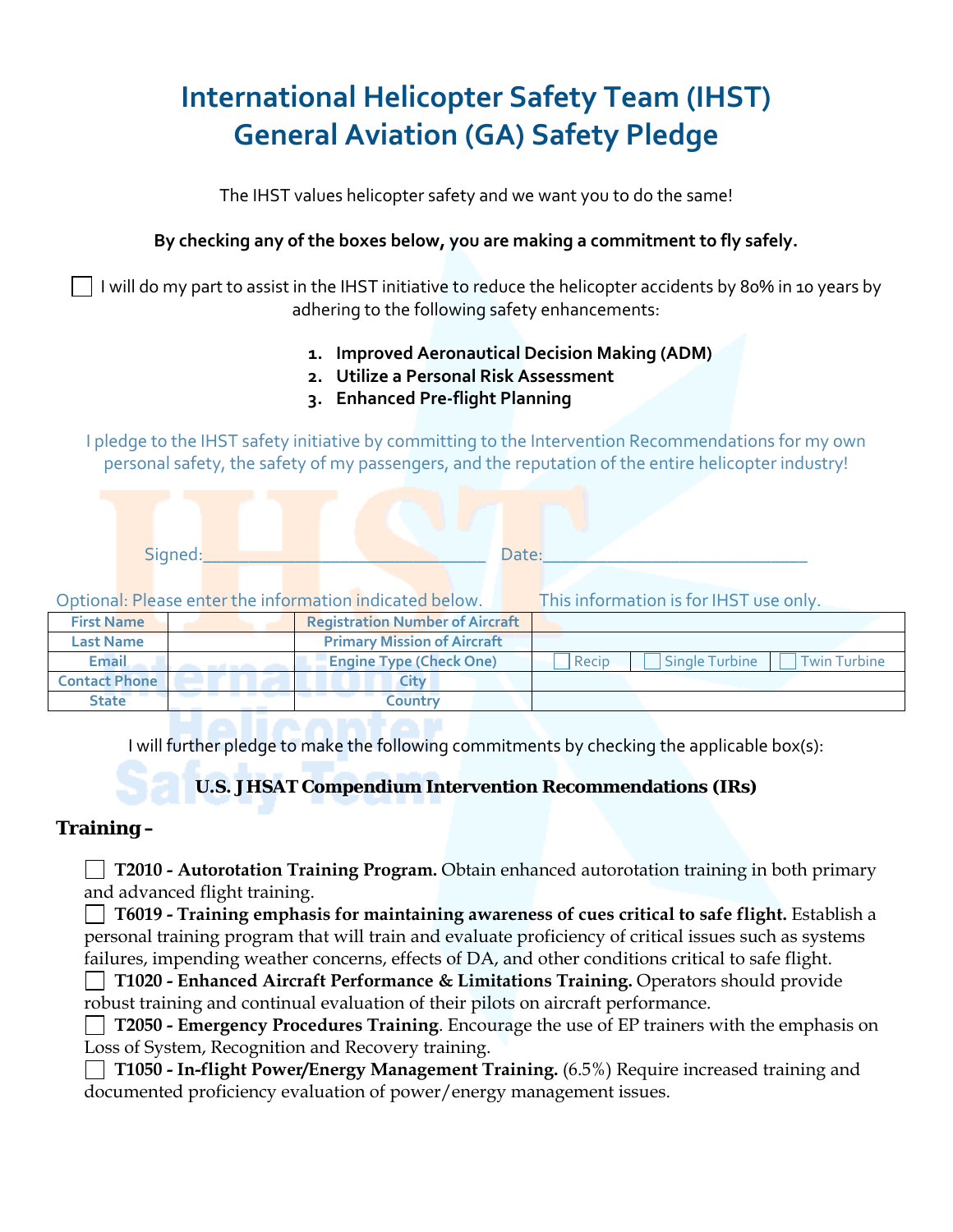# International Helicopter Safety Team (IHST) General Aviation (GA) Safety Pledge

The IHST values helicopter safety and we want you to do the same!

**By checking any of the boxes below, you are making a commitment to fly safely.**

☐ I will do my part to assist in the IHST initiative to reduce the helicopter accidents by 80% in 10 years by adhering to the following safety enhancements:

1. **Improved Aeronautical Decision Making (ADM)**
2. **Utilize a Personal Risk Assessment**
3. **Enhanced Pre-flight Planning**

I pledge to the IHST safety initiative by committing to the Intervention Recommendations for my own personal safety, the safety of my passengers, and the reputation of the entire helicopter industry!

Signed:______________________________ Date:____________________________

Optional: Please enter the information indicated below. This information is for IHST use only.

| First Name | | Registration Number of Aircraft | |
|---|---|---|---|
| Last Name | | Primary Mission of Aircraft | |
| Email | | Engine Type (Check One) | ☐ Recip ☐ Single Turbine ☐ Twin Turbine |
| Contact Phone | | City | |
| State | | Country | |

I will further pledge to make the following commitments by checking the applicable box(s):

### U.S. JHSAT Compendium Intervention Recommendations (IRs)

## Training –

☐ **T2010 - Autorotation Training Program.** Obtain enhanced autorotation training in both primary and advanced flight training.

☐ **T6019 - Training emphasis for maintaining awareness of cues critical to safe flight.** Establish a personal training program that will train and evaluate proficiency of critical issues such as systems failures, impending weather concerns, effects of DA, and other conditions critical to safe flight.

☐ **T1020 - Enhanced Aircraft Performance & Limitations Training.** Operators should provide robust training and continual evaluation of their pilots on aircraft performance.

☐ **T2050 - Emergency Procedures Training**. Encourage the use of EP trainers with the emphasis on Loss of System, Recognition and Recovery training.

☐ **T1050 - In-flight Power/Energy Management Training.** (6.5%) Require increased training and documented proficiency evaluation of power/energy management issues.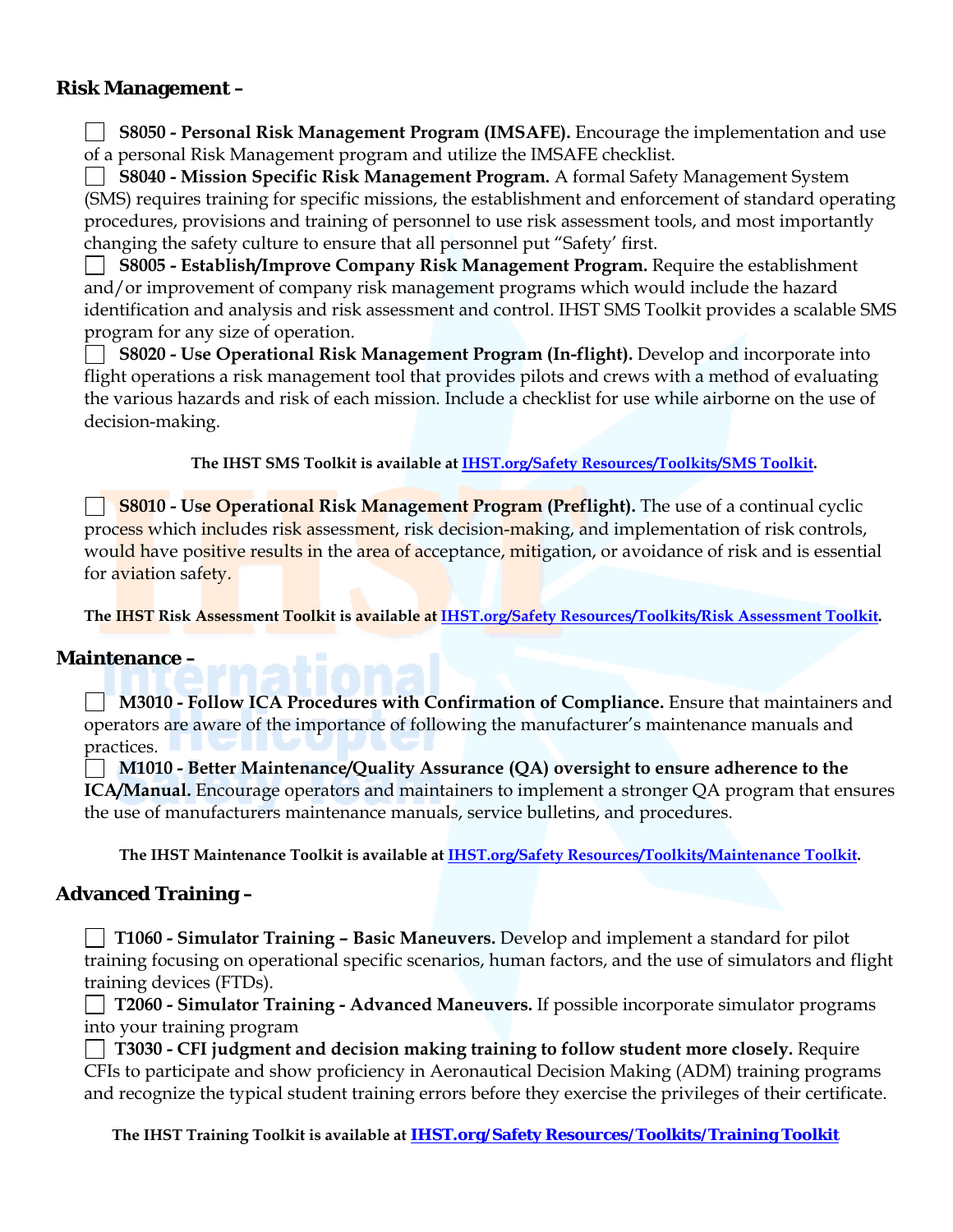## Risk Management –

- ☐ **S8050 - Personal Risk Management Program (IMSAFE).** Encourage the implementation and use of a personal Risk Management program and utilize the IMSAFE checklist.
- ☐ **S8040 - Mission Specific Risk Management Program.** A formal Safety Management System (SMS) requires training for specific missions, the establishment and enforcement of standard operating procedures, provisions and training of personnel to use risk assessment tools, and most importantly changing the safety culture to ensure that all personnel put "Safety' first.
- ☐ **S8005 - Establish/Improve Company Risk Management Program.** Require the establishment and/or improvement of company risk management programs which would include the hazard identification and analysis and risk assessment and control. IHST SMS Toolkit provides a scalable SMS program for any size of operation.
- ☐ **S8020 - Use Operational Risk Management Program (In-flight).** Develop and incorporate into flight operations a risk management tool that provides pilots and crews with a method of evaluating the various hazards and risk of each mission. Include a checklist for use while airborne on the use of decision-making.

**The IHST SMS Toolkit is available at [IHST.org/Safety Resources/Toolkits/SMS Toolkit](IHST.org/Safety Resources/Toolkits/SMS Toolkit).**

- ☐ **S8010 - Use Operational Risk Management Program (Preflight).** The use of a continual cyclic process which includes risk assessment, risk decision-making, and implementation of risk controls, would have positive results in the area of acceptance, mitigation, or avoidance of risk and is essential for aviation safety.

**The IHST Risk Assessment Toolkit is available at [IHST.org/Safety Resources/Toolkits/Risk Assessment Toolkit](IHST.org/Safety Resources/Toolkits/Risk Assessment Toolkit).**

## Maintenance –

- ☐ **M3010 - Follow ICA Procedures with Confirmation of Compliance.** Ensure that maintainers and operators are aware of the importance of following the manufacturer's maintenance manuals and practices.
- ☐ **M1010 - Better Maintenance/Quality Assurance (QA) oversight to ensure adherence to the ICA/Manual.** Encourage operators and maintainers to implement a stronger QA program that ensures the use of manufacturers maintenance manuals, service bulletins, and procedures.

**The IHST Maintenance Toolkit is available at [IHST.org/Safety Resources/Toolkits/Maintenance Toolkit](IHST.org/Safety Resources/Toolkits/Maintenance Toolkit).**

## Advanced Training –

- ☐ **T1060 - Simulator Training – Basic Maneuvers.** Develop and implement a standard for pilot training focusing on operational specific scenarios, human factors, and the use of simulators and flight training devices (FTDs).
- ☐ **T2060 - Simulator Training - Advanced Maneuvers.** If possible incorporate simulator programs into your training program
- ☐ **T3030 - CFI judgment and decision making training to follow student more closely.** Require CFIs to participate and show proficiency in Aeronautical Decision Making (ADM) training programs and recognize the typical student training errors before they exercise the privileges of their certificate.

**The IHST Training Toolkit is available at [IHST.org/Safety Resources/Toolkits/Training Toolkit](IHST.org/Safety Resources/Toolkits/Training Toolkit)**